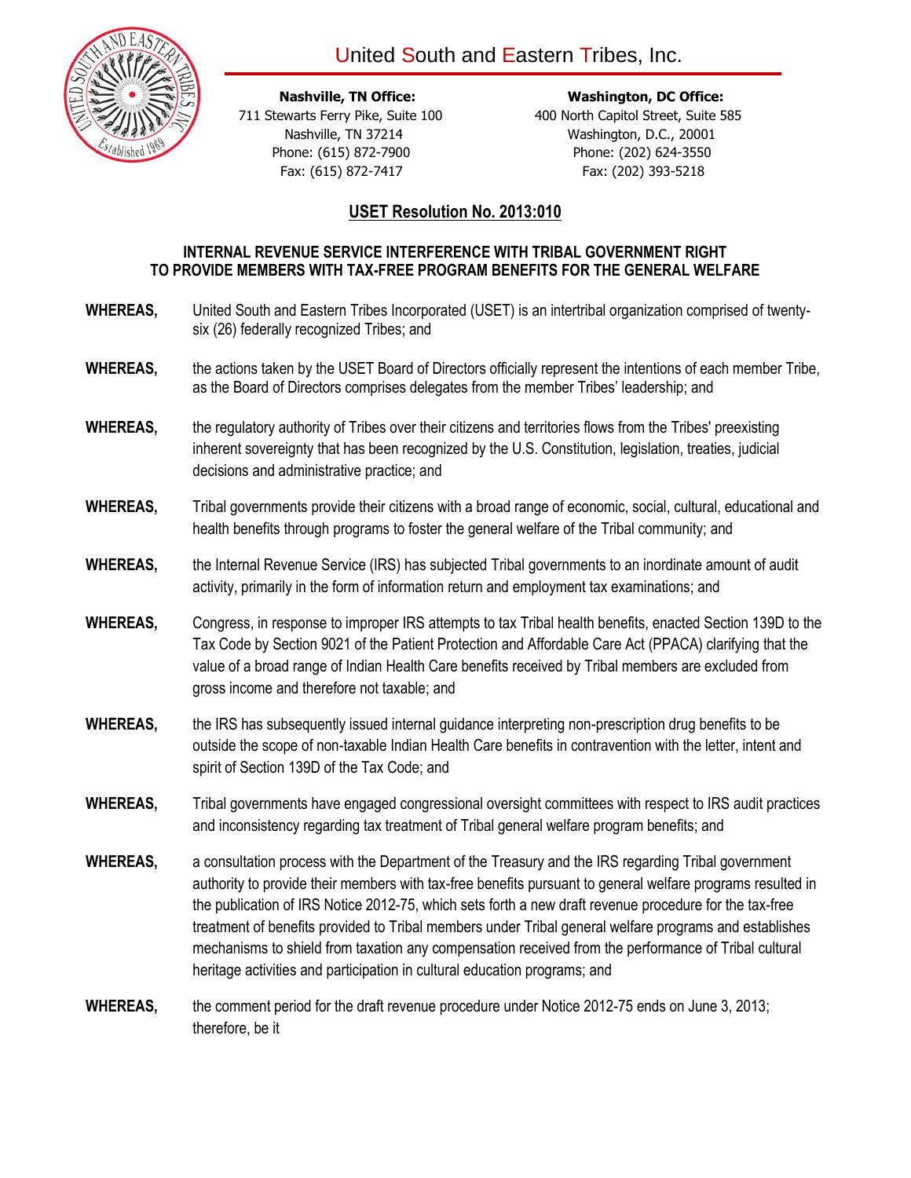# United South and Eastern Tribes, Inc.

**Nashville, TN Office:**
711 Stewarts Ferry Pike, Suite 100
Nashville, TN 37214
Phone: (615) 872-7900
Fax: (615) 872-7417

**Washington, DC Office:**
400 North Capitol Street, Suite 585
Washington, D.C., 20001
Phone: (202) 624-3550
Fax: (202) 393-5218

## USET Resolution No. 2013:010

### INTERNAL REVENUE SERVICE INTERFERENCE WITH TRIBAL GOVERNMENT RIGHT TO PROVIDE MEMBERS WITH TAX-FREE PROGRAM BENEFITS FOR THE GENERAL WELFARE

**WHEREAS,** United South and Eastern Tribes Incorporated (USET) is an intertribal organization comprised of twenty-six (26) federally recognized Tribes; and

**WHEREAS,** the actions taken by the USET Board of Directors officially represent the intentions of each member Tribe, as the Board of Directors comprises delegates from the member Tribes' leadership; and

**WHEREAS,** the regulatory authority of Tribes over their citizens and territories flows from the Tribes' preexisting inherent sovereignty that has been recognized by the U.S. Constitution, legislation, treaties, judicial decisions and administrative practice; and

**WHEREAS,** Tribal governments provide their citizens with a broad range of economic, social, cultural, educational and health benefits through programs to foster the general welfare of the Tribal community; and

**WHEREAS,** the Internal Revenue Service (IRS) has subjected Tribal governments to an inordinate amount of audit activity, primarily in the form of information return and employment tax examinations; and

**WHEREAS,** Congress, in response to improper IRS attempts to tax Tribal health benefits, enacted Section 139D to the Tax Code by Section 9021 of the Patient Protection and Affordable Care Act (PPACA) clarifying that the value of a broad range of Indian Health Care benefits received by Tribal members are excluded from gross income and therefore not taxable; and

**WHEREAS,** the IRS has subsequently issued internal guidance interpreting non-prescription drug benefits to be outside the scope of non-taxable Indian Health Care benefits in contravention with the letter, intent and spirit of Section 139D of the Tax Code; and

**WHEREAS,** Tribal governments have engaged congressional oversight committees with respect to IRS audit practices and inconsistency regarding tax treatment of Tribal general welfare program benefits; and

**WHEREAS,** a consultation process with the Department of the Treasury and the IRS regarding Tribal government authority to provide their members with tax-free benefits pursuant to general welfare programs resulted in the publication of IRS Notice 2012-75, which sets forth a new draft revenue procedure for the tax-free treatment of benefits provided to Tribal members under Tribal general welfare programs and establishes mechanisms to shield from taxation any compensation received from the performance of Tribal cultural heritage activities and participation in cultural education programs; and

**WHEREAS,** the comment period for the draft revenue procedure under Notice 2012-75 ends on June 3, 2013; therefore, be it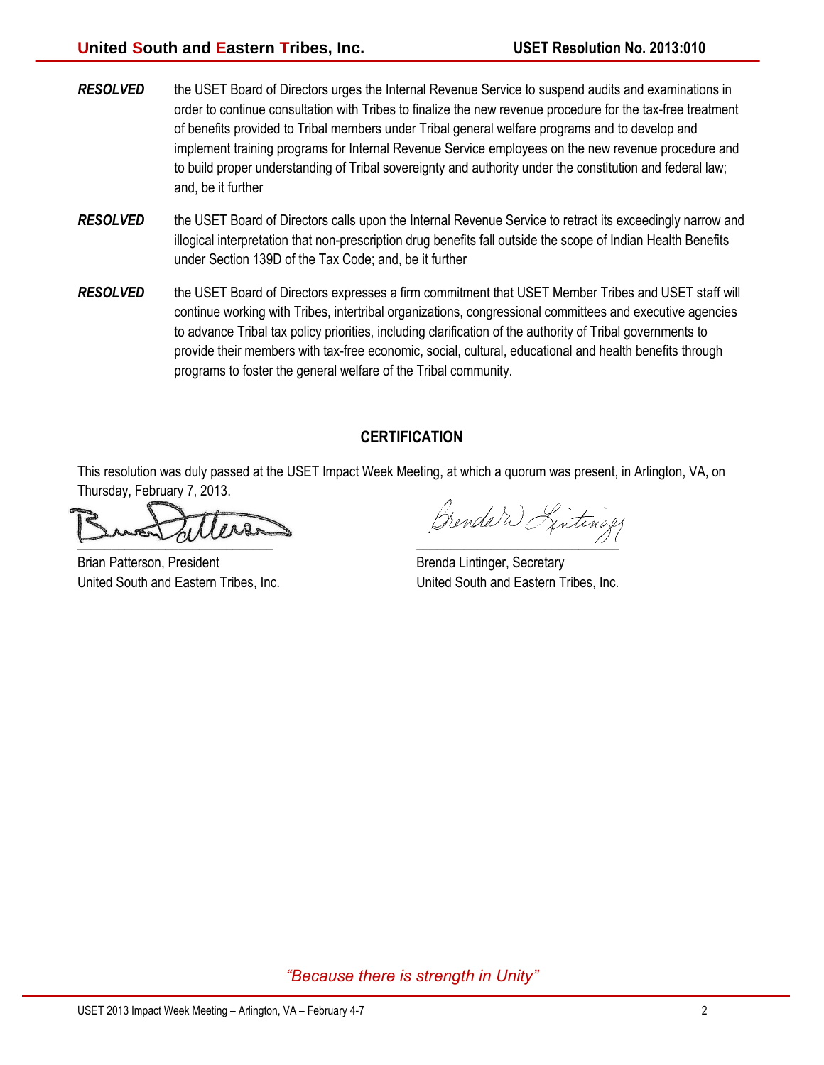***RESOLVED*** the USET Board of Directors urges the Internal Revenue Service to suspend audits and examinations in order to continue consultation with Tribes to finalize the new revenue procedure for the tax-free treatment of benefits provided to Tribal members under Tribal general welfare programs and to develop and implement training programs for Internal Revenue Service employees on the new revenue procedure and to build proper understanding of Tribal sovereignty and authority under the constitution and federal law; and, be it further

***RESOLVED*** the USET Board of Directors calls upon the Internal Revenue Service to retract its exceedingly narrow and illogical interpretation that non-prescription drug benefits fall outside the scope of Indian Health Benefits under Section 139D of the Tax Code; and, be it further

***RESOLVED*** the USET Board of Directors expresses a firm commitment that USET Member Tribes and USET staff will continue working with Tribes, intertribal organizations, congressional committees and executive agencies to advance Tribal tax policy priorities, including clarification of the authority of Tribal governments to provide their members with tax-free economic, social, cultural, educational and health benefits through programs to foster the general welfare of the Tribal community.

## CERTIFICATION

This resolution was duly passed at the USET Impact Week Meeting, at which a quorum was present, in Arlington, VA, on Thursday, February 7, 2013.

Brian Patterson, President
United South and Eastern Tribes, Inc.

Brenda Lintinger, Secretary
United South and Eastern Tribes, Inc.

*"Because there is strength in Unity"*